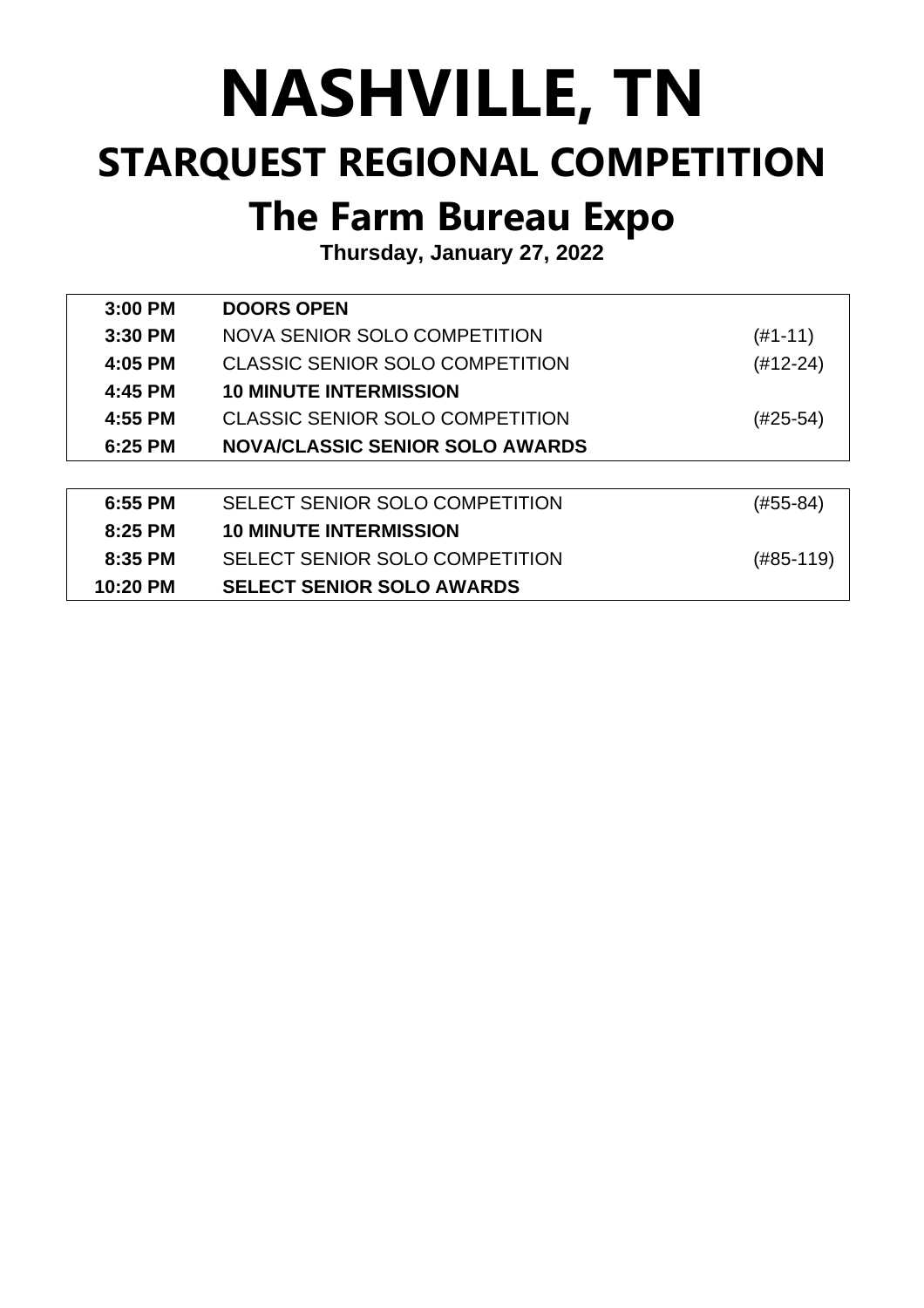# NASHVILLE, TN

## STARQUEST REGIONAL COMPETITION

## The Farm Bureau Expo

**Thursday, January 27, 2022**

| | | |
|---|---|---|
| **3:00 PM** | **DOORS OPEN** | |
| **3:30 PM** | NOVA SENIOR SOLO COMPETITION | (#1-11) |
| **4:05 PM** | CLASSIC SENIOR SOLO COMPETITION | (#12-24) |
| **4:45 PM** | **10 MINUTE INTERMISSION** | |
| **4:55 PM** | CLASSIC SENIOR SOLO COMPETITION | (#25-54) |
| **6:25 PM** | **NOVA/CLASSIC SENIOR SOLO AWARDS** | |

| | | |
|---|---|---|
| **6:55 PM** | SELECT SENIOR SOLO COMPETITION | (#55-84) |
| **8:25 PM** | **10 MINUTE INTERMISSION** | |
| **8:35 PM** | SELECT SENIOR SOLO COMPETITION | (#85-119) |
| **10:20 PM** | **SELECT SENIOR SOLO AWARDS** | |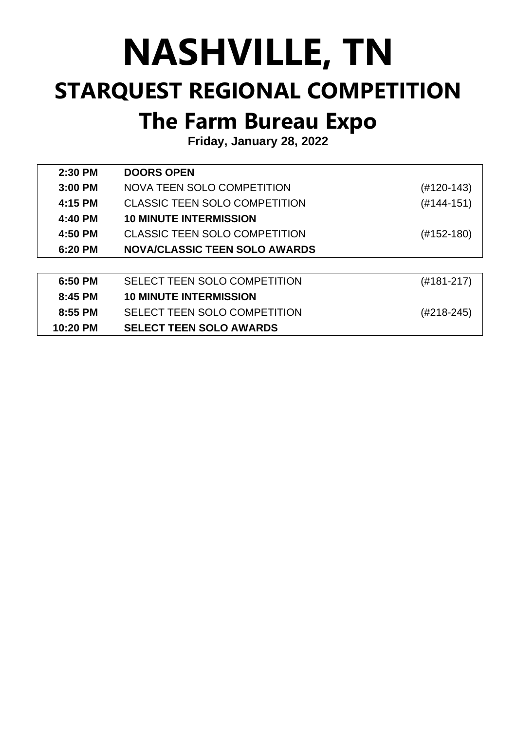# NASHVILLE, TN

## STARQUEST REGIONAL COMPETITION

## The Farm Bureau Expo

**Friday, January 28, 2022**

| | | |
|---|---|---|
| **2:30 PM** | **DOORS OPEN** | |
| **3:00 PM** | NOVA TEEN SOLO COMPETITION | (#120-143) |
| **4:15 PM** | CLASSIC TEEN SOLO COMPETITION | (#144-151) |
| **4:40 PM** | **10 MINUTE INTERMISSION** | |
| **4:50 PM** | CLASSIC TEEN SOLO COMPETITION | (#152-180) |
| **6:20 PM** | **NOVA/CLASSIC TEEN SOLO AWARDS** | |

| | | |
|---|---|---|
| **6:50 PM** | SELECT TEEN SOLO COMPETITION | (#181-217) |
| **8:45 PM** | **10 MINUTE INTERMISSION** | |
| **8:55 PM** | SELECT TEEN SOLO COMPETITION | (#218-245) |
| **10:20 PM** | **SELECT TEEN SOLO AWARDS** | |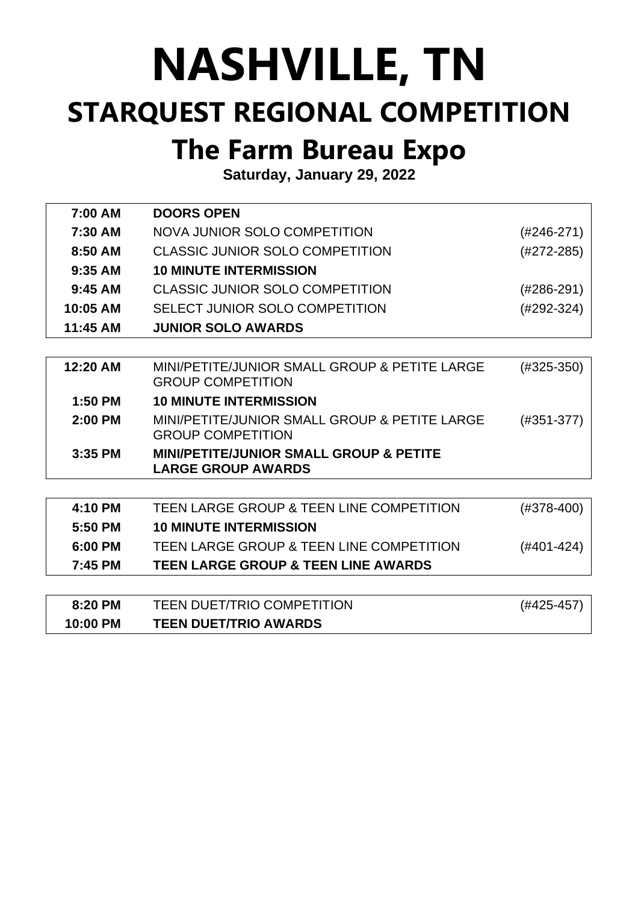# NASHVILLE, TN

## STARQUEST REGIONAL COMPETITION

## The Farm Bureau Expo

**Saturday, January 29, 2022**

| | | |
|---|---|---|
| **7:00 AM** | **DOORS OPEN** | |
| **7:30 AM** | NOVA JUNIOR SOLO COMPETITION | (#246-271) |
| **8:50 AM** | CLASSIC JUNIOR SOLO COMPETITION | (#272-285) |
| **9:35 AM** | **10 MINUTE INTERMISSION** | |
| **9:45 AM** | CLASSIC JUNIOR SOLO COMPETITION | (#286-291) |
| **10:05 AM** | SELECT JUNIOR SOLO COMPETITION | (#292-324) |
| **11:45 AM** | **JUNIOR SOLO AWARDS** | |

| | | |
|---|---|---|
| **12:20 AM** | MINI/PETITE/JUNIOR SMALL GROUP & PETITE LARGE GROUP COMPETITION | (#325-350) |
| **1:50 PM** | **10 MINUTE INTERMISSION** | |
| **2:00 PM** | MINI/PETITE/JUNIOR SMALL GROUP & PETITE LARGE GROUP COMPETITION | (#351-377) |
| **3:35 PM** | **MINI/PETITE/JUNIOR SMALL GROUP & PETITE LARGE GROUP AWARDS** | |

| | | |
|---|---|---|
| **4:10 PM** | TEEN LARGE GROUP & TEEN LINE COMPETITION | (#378-400) |
| **5:50 PM** | **10 MINUTE INTERMISSION** | |
| **6:00 PM** | TEEN LARGE GROUP & TEEN LINE COMPETITION | (#401-424) |
| **7:45 PM** | **TEEN LARGE GROUP & TEEN LINE AWARDS** | |

| | | |
|---|---|---|
| **8:20 PM** | TEEN DUET/TRIO COMPETITION | (#425-457) |
| **10:00 PM** | **TEEN DUET/TRIO AWARDS** | |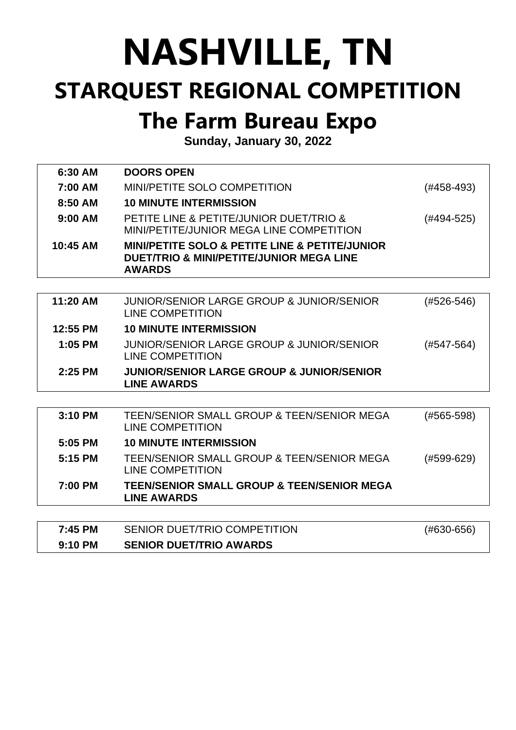# NASHVILLE, TN

## STARQUEST REGIONAL COMPETITION

## The Farm Bureau Expo

**Sunday, January 30, 2022**

| | | |
|---|---|---|
| **6:30 AM** | **DOORS OPEN** | |
| **7:00 AM** | MINI/PETITE SOLO COMPETITION | (#458-493) |
| **8:50 AM** | **10 MINUTE INTERMISSION** | |
| **9:00 AM** | PETITE LINE & PETITE/JUNIOR DUET/TRIO & MINI/PETITE/JUNIOR MEGA LINE COMPETITION | (#494-525) |
| **10:45 AM** | **MINI/PETITE SOLO & PETITE LINE & PETITE/JUNIOR DUET/TRIO & MINI/PETITE/JUNIOR MEGA LINE AWARDS** | |

| | | |
|---|---|---|
| **11:20 AM** | JUNIOR/SENIOR LARGE GROUP & JUNIOR/SENIOR LINE COMPETITION | (#526-546) |
| **12:55 PM** | **10 MINUTE INTERMISSION** | |
| **1:05 PM** | JUNIOR/SENIOR LARGE GROUP & JUNIOR/SENIOR LINE COMPETITION | (#547-564) |
| **2:25 PM** | **JUNIOR/SENIOR LARGE GROUP & JUNIOR/SENIOR LINE AWARDS** | |

| | | |
|---|---|---|
| **3:10 PM** | TEEN/SENIOR SMALL GROUP & TEEN/SENIOR MEGA LINE COMPETITION | (#565-598) |
| **5:05 PM** | **10 MINUTE INTERMISSION** | |
| **5:15 PM** | TEEN/SENIOR SMALL GROUP & TEEN/SENIOR MEGA LINE COMPETITION | (#599-629) |
| **7:00 PM** | **TEEN/SENIOR SMALL GROUP & TEEN/SENIOR MEGA LINE AWARDS** | |

| | | |
|---|---|---|
| **7:45 PM** | SENIOR DUET/TRIO COMPETITION | (#630-656) |
| **9:10 PM** | **SENIOR DUET/TRIO AWARDS** | |